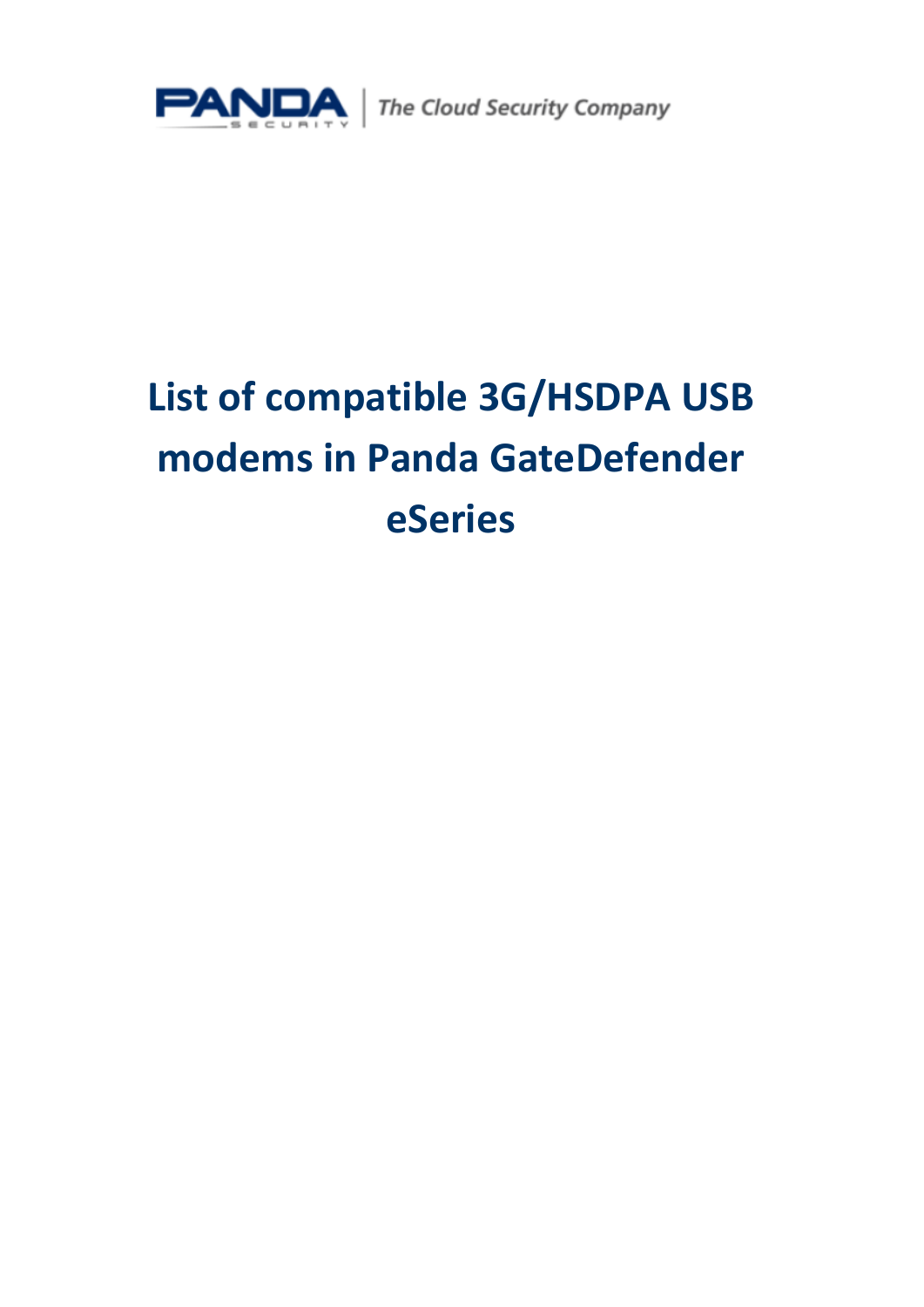PANDA SECURITY | The Cloud Security Company

# List of compatible 3G/HSDPA USB modems in Panda GateDefender eSeries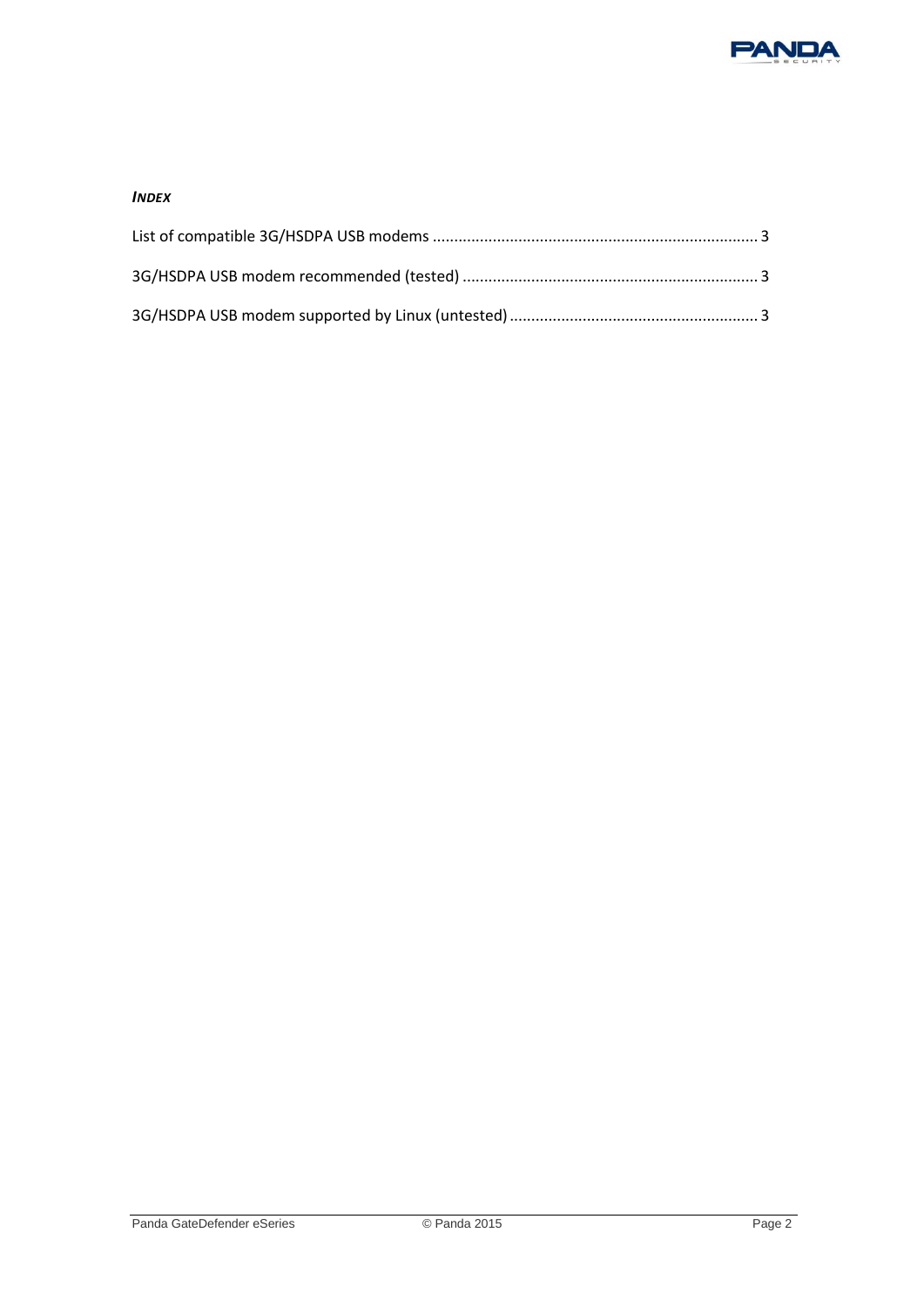***INDEX***

List of compatible 3G/HSDPA USB modems ........................................................................... 3

3G/HSDPA USB modem recommended (tested) ..................................................................... 3

3G/HSDPA USB modem supported by Linux (untested) .......................................................... 3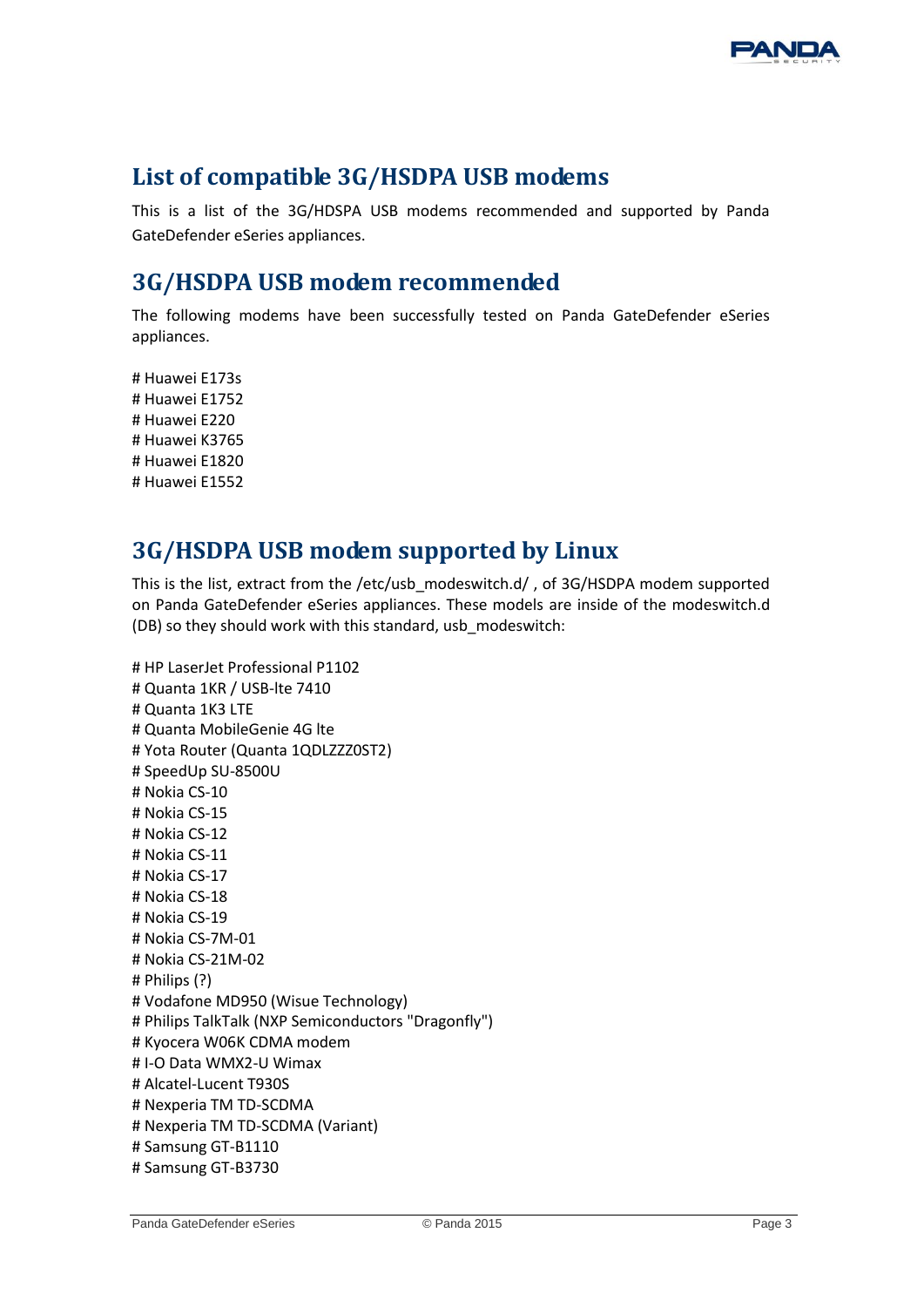## List of compatible 3G/HSDPA USB modems

This is a list of the 3G/HDSPA USB modems recommended and supported by Panda GateDefender eSeries appliances.

## 3G/HSDPA USB modem recommended

The following modems have been successfully tested on Panda GateDefender eSeries appliances.

# Huawei E173s
# Huawei E1752
# Huawei E220
# Huawei K3765
# Huawei E1820
# Huawei E1552

## 3G/HSDPA USB modem supported by Linux

This is the list, extract from the /etc/usb_modeswitch.d/ , of 3G/HSDPA modem supported on Panda GateDefender eSeries appliances. These models are inside of the modeswitch.d (DB) so they should work with this standard, usb_modeswitch:

# HP LaserJet Professional P1102
# Quanta 1KR / USB-lte 7410
# Quanta 1K3 LTE
# Quanta MobileGenie 4G lte
# Yota Router (Quanta 1QDLZZZ0ST2)
# SpeedUp SU-8500U
# Nokia CS-10
# Nokia CS-15
# Nokia CS-12
# Nokia CS-11
# Nokia CS-17
# Nokia CS-18
# Nokia CS-19
# Nokia CS-7M-01
# Nokia CS-21M-02
# Philips (?)
# Vodafone MD950 (Wisue Technology)
# Philips TalkTalk (NXP Semiconductors "Dragonfly")
# Kyocera W06K CDMA modem
# I-O Data WMX2-U Wimax
# Alcatel-Lucent T930S
# Nexperia TM TD-SCDMA
# Nexperia TM TD-SCDMA (Variant)
# Samsung GT-B1110
# Samsung GT-B3730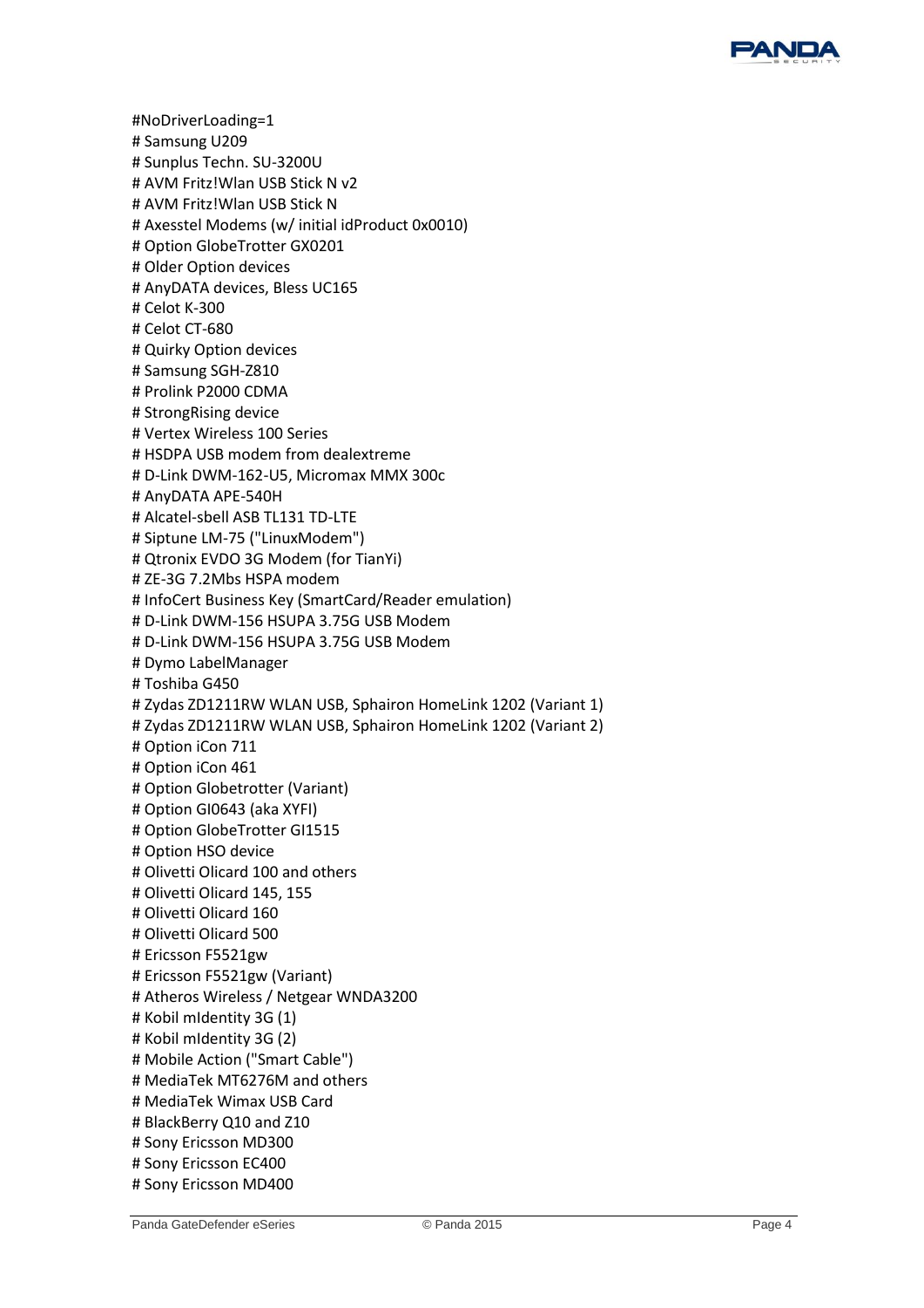```
#NoDriverLoading=1
# Samsung U209
# Sunplus Techn. SU-3200U
# AVM Fritz!Wlan USB Stick N v2
# AVM Fritz!Wlan USB Stick N
# Axesstel Modems (w/ initial idProduct 0x0010)
# Option GlobeTrotter GX0201
# Older Option devices
# AnyDATA devices, Bless UC165
# Celot K-300
# Celot CT-680
# Quirky Option devices
# Samsung SGH-Z810
# Prolink P2000 CDMA
# StrongRising device
# Vertex Wireless 100 Series
# HSDPA USB modem from dealextreme
# D-Link DWM-162-U5, Micromax MMX 300c
# AnyDATA APE-540H
# Alcatel-sbell ASB TL131 TD-LTE
# Siptune LM-75 ("LinuxModem")
# Qtronix EVDO 3G Modem (for TianYi)
# ZE-3G 7.2Mbs HSPA modem
# InfoCert Business Key (SmartCard/Reader emulation)
# D-Link DWM-156 HSUPA 3.75G USB Modem
# D-Link DWM-156 HSUPA 3.75G USB Modem
# Dymo LabelManager
# Toshiba G450
# Zydas ZD1211RW WLAN USB, Sphairon HomeLink 1202 (Variant 1)
# Zydas ZD1211RW WLAN USB, Sphairon HomeLink 1202 (Variant 2)
# Option iCon 711
# Option iCon 461
# Option Globetrotter (Variant)
# Option GI0643 (aka XYFI)
# Option GlobeTrotter GI1515
# Option HSO device
# Olivetti Olicard 100 and others
# Olivetti Olicard 145, 155
# Olivetti Olicard 160
# Olivetti Olicard 500
# Ericsson F5521gw
# Ericsson F5521gw (Variant)
# Atheros Wireless / Netgear WNDA3200
# Kobil mIdentity 3G (1)
# Kobil mIdentity 3G (2)
# Mobile Action ("Smart Cable")
# MediaTek MT6276M and others
# MediaTek Wimax USB Card
# BlackBerry Q10 and Z10
# Sony Ericsson MD300
# Sony Ericsson EC400
# Sony Ericsson MD400
```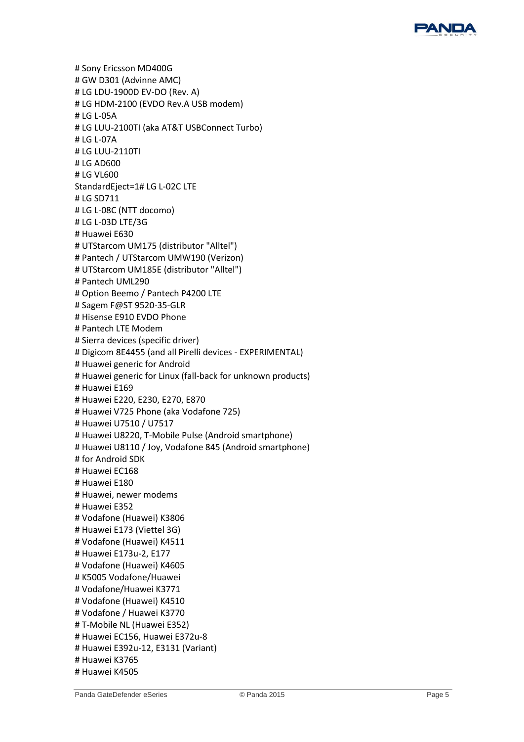```
# Sony Ericsson MD400G
# GW D301 (Advinne AMC)
# LG LDU-1900D EV-DO (Rev. A)
# LG HDM-2100 (EVDO Rev.A USB modem)
# LG L-05A
# LG LUU-2100TI (aka AT&T USBConnect Turbo)
# LG L-07A
# LG LUU-2110TI
# LG AD600
# LG VL600
StandardEject=1# LG L-02C LTE
# LG SD711
# LG L-08C (NTT docomo)
# LG L-03D LTE/3G
# Huawei E630
# UTStarcom UM175 (distributor "Alltel")
# Pantech / UTStarcom UMW190 (Verizon)
# UTStarcom UM185E (distributor "Alltel")
# Pantech UML290
# Option Beemo / Pantech P4200 LTE
# Sagem F@ST 9520-35-GLR
# Hisense E910 EVDO Phone
# Pantech LTE Modem
# Sierra devices (specific driver)
# Digicom 8E4455 (and all Pirelli devices - EXPERIMENTAL)
# Huawei generic for Android
# Huawei generic for Linux (fall-back for unknown products)
# Huawei E169
# Huawei E220, E230, E270, E870
# Huawei V725 Phone (aka Vodafone 725)
# Huawei U7510 / U7517
# Huawei U8220, T-Mobile Pulse (Android smartphone)
# Huawei U8110 / Joy, Vodafone 845 (Android smartphone)
# for Android SDK
# Huawei EC168
# Huawei E180
# Huawei, newer modems
# Huawei E352
# Vodafone (Huawei) K3806
# Huawei E173 (Viettel 3G)
# Vodafone (Huawei) K4511
# Huawei E173u-2, E177
# Vodafone (Huawei) K4605
# K5005 Vodafone/Huawei
# Vodafone/Huawei K3771
# Vodafone (Huawei) K4510
# Vodafone / Huawei K3770
# T-Mobile NL (Huawei E352)
# Huawei EC156, Huawei E372u-8
# Huawei E392u-12, E3131 (Variant)
# Huawei K3765
# Huawei K4505
```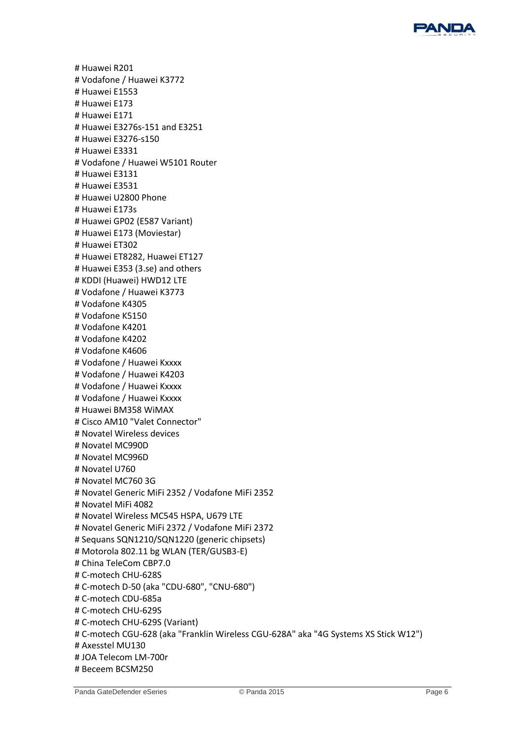# Huawei R201
# Vodafone / Huawei K3772
# Huawei E1553
# Huawei E173
# Huawei E171
# Huawei E3276s-151 and E3251
# Huawei E3276-s150
# Huawei E3331
# Vodafone / Huawei W5101 Router
# Huawei E3131
# Huawei E3531
# Huawei U2800 Phone
# Huawei E173s
# Huawei GP02 (E587 Variant)
# Huawei E173 (Moviestar)
# Huawei ET302
# Huawei ET8282, Huawei ET127
# Huawei E353 (3.se) and others
# KDDI (Huawei) HWD12 LTE
# Vodafone / Huawei K3773
# Vodafone K4305
# Vodafone K5150
# Vodafone K4201
# Vodafone K4202
# Vodafone K4606
# Vodafone / Huawei Kxxxx
# Vodafone / Huawei K4203
# Vodafone / Huawei Kxxxx
# Vodafone / Huawei Kxxxx
# Huawei BM358 WiMAX
# Cisco AM10 "Valet Connector"
# Novatel Wireless devices
# Novatel MC990D
# Novatel MC996D
# Novatel U760
# Novatel MC760 3G
# Novatel Generic MiFi 2352 / Vodafone MiFi 2352
# Novatel MiFi 4082
# Novatel Wireless MC545 HSPA, U679 LTE
# Novatel Generic MiFi 2372 / Vodafone MiFi 2372
# Sequans SQN1210/SQN1220 (generic chipsets)
# Motorola 802.11 bg WLAN (TER/GUSB3-E)
# China TeleCom CBP7.0
# C-motech CHU-628S
# C-motech D-50 (aka "CDU-680", "CNU-680")
# C-motech CDU-685a
# C-motech CHU-629S
# C-motech CHU-629S (Variant)
# C-motech CGU-628 (aka "Franklin Wireless CGU-628A" aka "4G Systems XS Stick W12")
# Axesstel MU130
# JOA Telecom LM-700r
# Beceem BCSM250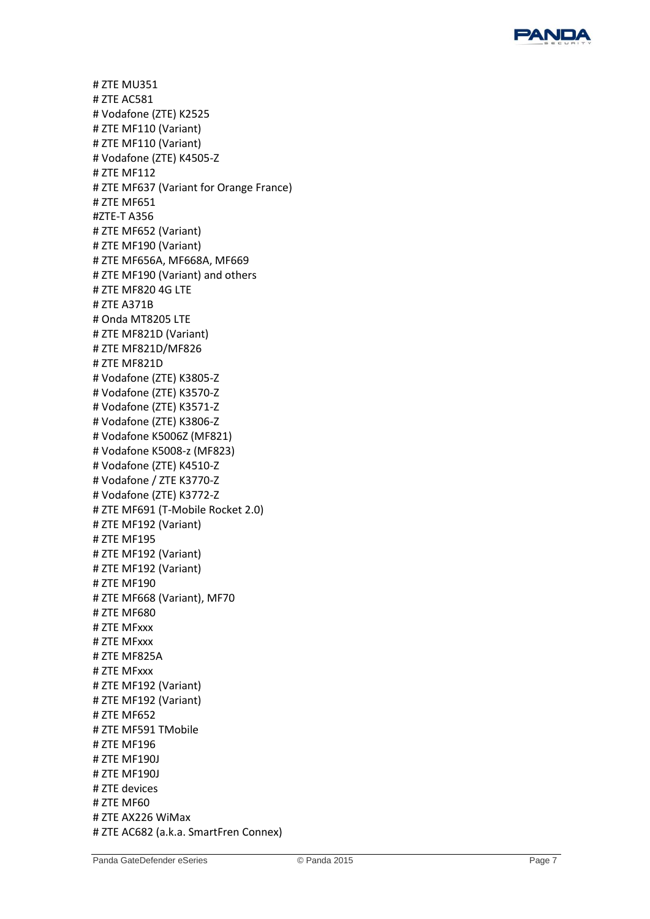# ZTE MU351
# ZTE AC581
# Vodafone (ZTE) K2525
# ZTE MF110 (Variant)
# ZTE MF110 (Variant)
# Vodafone (ZTE) K4505-Z
# ZTE MF112
# ZTE MF637 (Variant for Orange France)
# ZTE MF651
#ZTE-T A356
# ZTE MF652 (Variant)
# ZTE MF190 (Variant)
# ZTE MF656A, MF668A, MF669
# ZTE MF190 (Variant) and others
# ZTE MF820 4G LTE
# ZTE A371B
# Onda MT8205 LTE
# ZTE MF821D (Variant)
# ZTE MF821D/MF826
# ZTE MF821D
# Vodafone (ZTE) K3805-Z
# Vodafone (ZTE) K3570-Z
# Vodafone (ZTE) K3571-Z
# Vodafone (ZTE) K3806-Z
# Vodafone K5006Z (MF821)
# Vodafone K5008-z (MF823)
# Vodafone (ZTE) K4510-Z
# Vodafone / ZTE K3770-Z
# Vodafone (ZTE) K3772-Z
# ZTE MF691 (T-Mobile Rocket 2.0)
# ZTE MF192 (Variant)
# ZTE MF195
# ZTE MF192 (Variant)
# ZTE MF192 (Variant)
# ZTE MF190
# ZTE MF668 (Variant), MF70
# ZTE MF680
# ZTE MFxxx
# ZTE MFxxx
# ZTE MF825A
# ZTE MFxxx
# ZTE MF192 (Variant)
# ZTE MF192 (Variant)
# ZTE MF652
# ZTE MF591 TMobile
# ZTE MF196
# ZTE MF190J
# ZTE MF190J
# ZTE devices
# ZTE MF60
# ZTE AX226 WiMax
# ZTE AC682 (a.k.a. SmartFren Connex)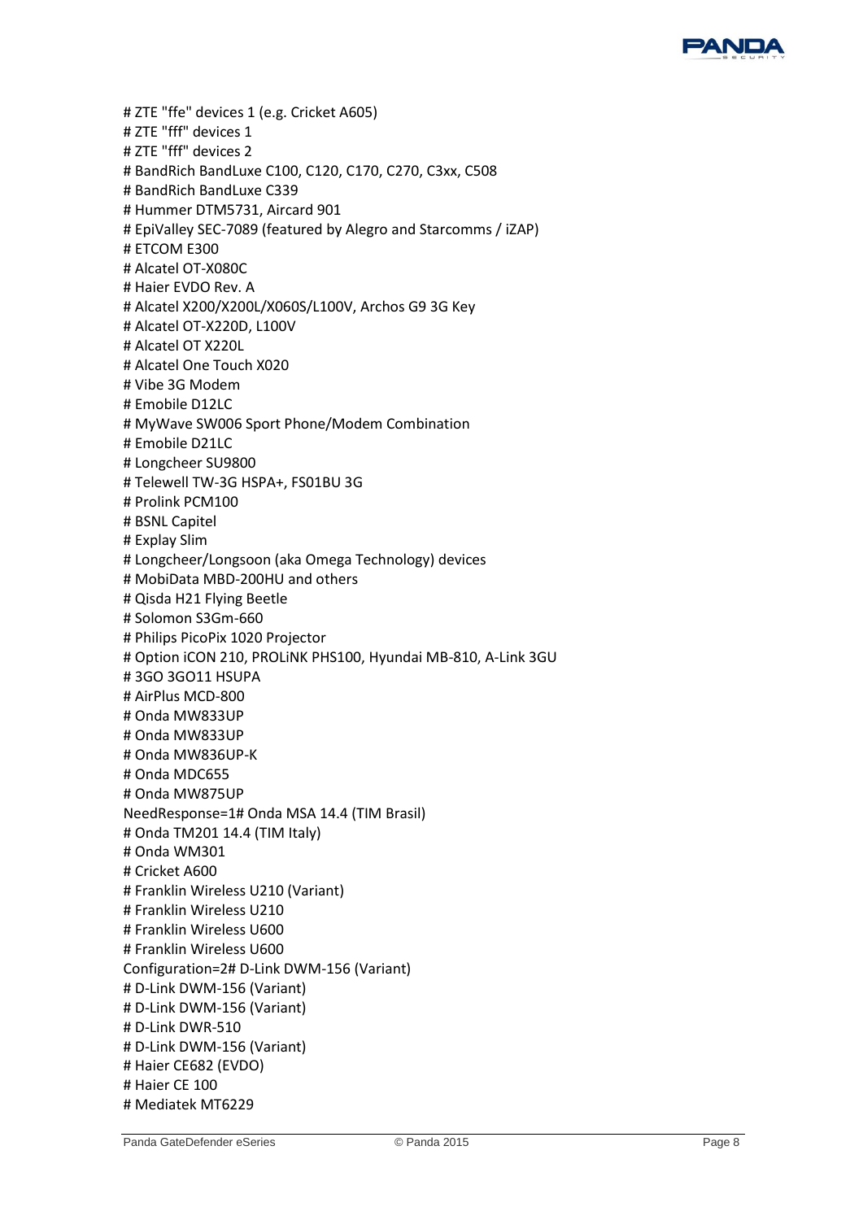```
# ZTE "ffe" devices 1 (e.g. Cricket A605)
# ZTE "fff" devices 1
# ZTE "fff" devices 2
# BandRich BandLuxe C100, C120, C170, C270, C3xx, C508
# BandRich BandLuxe C339
# Hummer DTM5731, Aircard 901
# EpiValley SEC-7089 (featured by Alegro and Starcomms / iZAP)
# ETCOM E300
# Alcatel OT-X080C
# Haier EVDO Rev. A
# Alcatel X200/X200L/X060S/L100V, Archos G9 3G Key
# Alcatel OT-X220D, L100V
# Alcatel OT X220L
# Alcatel One Touch X020
# Vibe 3G Modem
# Emobile D12LC
# MyWave SW006 Sport Phone/Modem Combination
# Emobile D21LC
# Longcheer SU9800
# Telewell TW-3G HSPA+, FS01BU 3G
# Prolink PCM100
# BSNL Capitel
# Explay Slim
# Longcheer/Longsoon (aka Omega Technology) devices
# MobiData MBD-200HU and others
# Qisda H21 Flying Beetle
# Solomon S3Gm-660
# Philips PicoPix 1020 Projector
# Option iCON 210, PROLiNK PHS100, Hyundai MB-810, A-Link 3GU
# 3GO 3GO11 HSUPA
# AirPlus MCD-800
# Onda MW833UP
# Onda MW833UP
# Onda MW836UP-K
# Onda MDC655
# Onda MW875UP
NeedResponse=1# Onda MSA 14.4 (TIM Brasil)
# Onda TM201 14.4 (TIM Italy)
# Onda WM301
# Cricket A600
# Franklin Wireless U210 (Variant)
# Franklin Wireless U210
# Franklin Wireless U600
# Franklin Wireless U600
Configuration=2# D-Link DWM-156 (Variant)
# D-Link DWM-156 (Variant)
# D-Link DWM-156 (Variant)
# D-Link DWR-510
# D-Link DWM-156 (Variant)
# Haier CE682 (EVDO)
# Haier CE 100
# Mediatek MT6229
```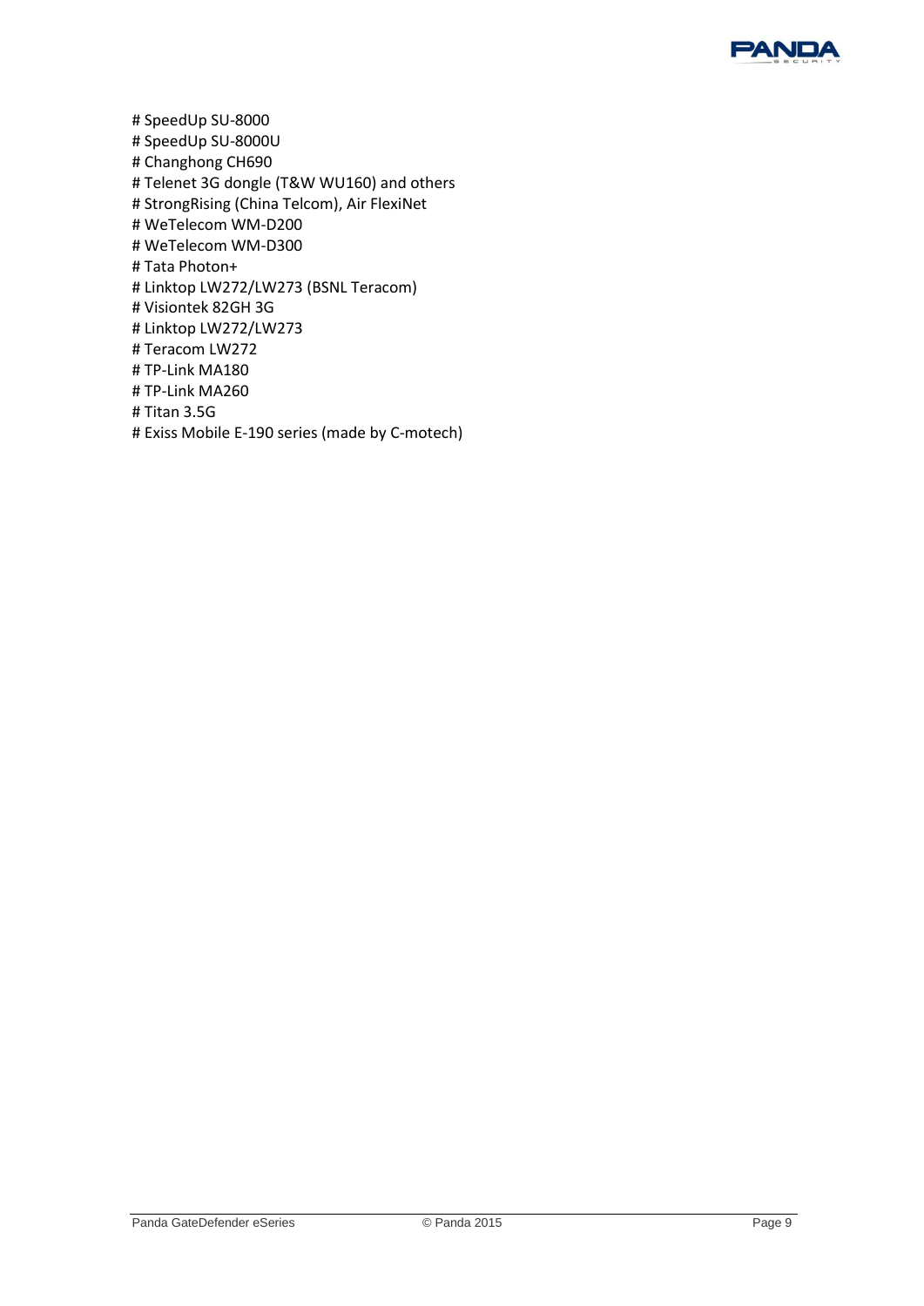# SpeedUp SU-8000
# SpeedUp SU-8000U
# Changhong CH690
# Telenet 3G dongle (T&W WU160) and others
# StrongRising (China Telcom), Air FlexiNet
# WeTelecom WM-D200
# WeTelecom WM-D300
# Tata Photon+
# Linktop LW272/LW273 (BSNL Teracom)
# Visiontek 82GH 3G
# Linktop LW272/LW273
# Teracom LW272
# TP-Link MA180
# TP-Link MA260
# Titan 3.5G
# Exiss Mobile E-190 series (made by C-motech)